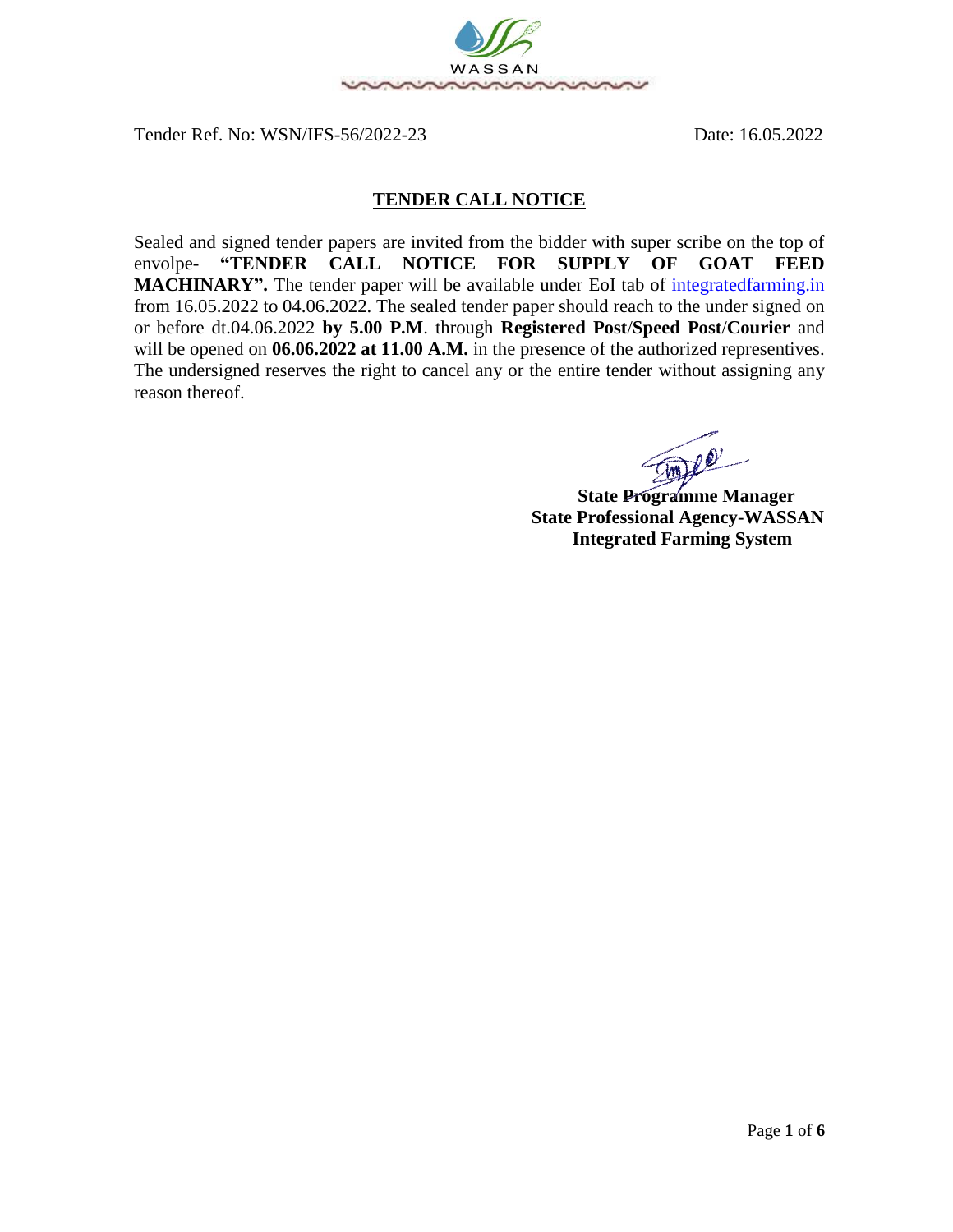WASSAN

Tender Ref. No: WSN/IFS-56/2022-23 Date: 16.05.2022

## TENDER CALL NOTICE

Sealed and signed tender papers are invited from the bidder with super scribe on the top of envolpe- **"TENDER CALL NOTICE FOR SUPPLY OF GOAT FEED MACHINARY".** The tender paper will be available under EoI tab of integratedfarming.in from 16.05.2022 to 04.06.2022. The sealed tender paper should reach to the under signed on or before dt.04.06.2022 **by 5.00 P.M**. through **Registered Post**/**Speed Post**/**Courier** and will be opened on **06.06.2022 at 11.00 A.M.** in the presence of the authorized representives. The undersigned reserves the right to cancel any or the entire tender without assigning any reason thereof.

**State Programme Manager**
**State Professional Agency-WASSAN**
**Integrated Farming System**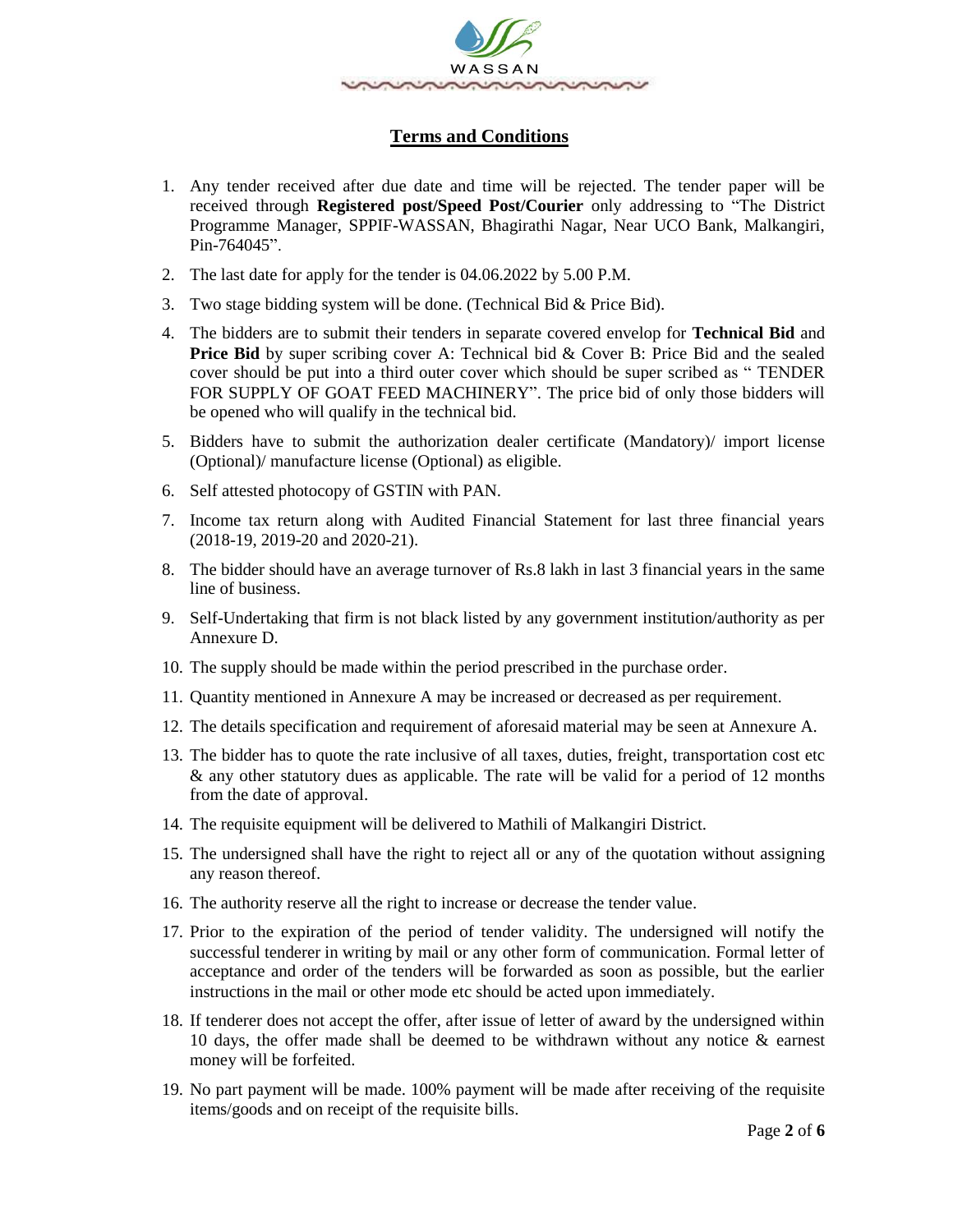WASSAN

## Terms and Conditions

1. Any tender received after due date and time will be rejected. The tender paper will be received through **Registered post/Speed Post/Courier** only addressing to "The District Programme Manager, SPPIF-WASSAN, Bhagirathi Nagar, Near UCO Bank, Malkangiri, Pin-764045".
2. The last date for apply for the tender is 04.06.2022 by 5.00 P.M.
3. Two stage bidding system will be done. (Technical Bid & Price Bid).
4. The bidders are to submit their tenders in separate covered envelop for **Technical Bid** and **Price Bid** by super scribing cover A: Technical bid & Cover B: Price Bid and the sealed cover should be put into a third outer cover which should be super scribed as " TENDER FOR SUPPLY OF GOAT FEED MACHINERY". The price bid of only those bidders will be opened who will qualify in the technical bid.
5. Bidders have to submit the authorization dealer certificate (Mandatory)/ import license (Optional)/ manufacture license (Optional) as eligible.
6. Self attested photocopy of GSTIN with PAN.
7. Income tax return along with Audited Financial Statement for last three financial years (2018-19, 2019-20 and 2020-21).
8. The bidder should have an average turnover of Rs.8 lakh in last 3 financial years in the same line of business.
9. Self-Undertaking that firm is not black listed by any government institution/authority as per Annexure D.
10. The supply should be made within the period prescribed in the purchase order.
11. Quantity mentioned in Annexure A may be increased or decreased as per requirement.
12. The details specification and requirement of aforesaid material may be seen at Annexure A.
13. The bidder has to quote the rate inclusive of all taxes, duties, freight, transportation cost etc & any other statutory dues as applicable. The rate will be valid for a period of 12 months from the date of approval.
14. The requisite equipment will be delivered to Mathili of Malkangiri District.
15. The undersigned shall have the right to reject all or any of the quotation without assigning any reason thereof.
16. The authority reserve all the right to increase or decrease the tender value.
17. Prior to the expiration of the period of tender validity. The undersigned will notify the successful tenderer in writing by mail or any other form of communication. Formal letter of acceptance and order of the tenders will be forwarded as soon as possible, but the earlier instructions in the mail or other mode etc should be acted upon immediately.
18. If tenderer does not accept the offer, after issue of letter of award by the undersigned within 10 days, the offer made shall be deemed to be withdrawn without any notice & earnest money will be forfeited.
19. No part payment will be made. 100% payment will be made after receiving of the requisite items/goods and on receipt of the requisite bills.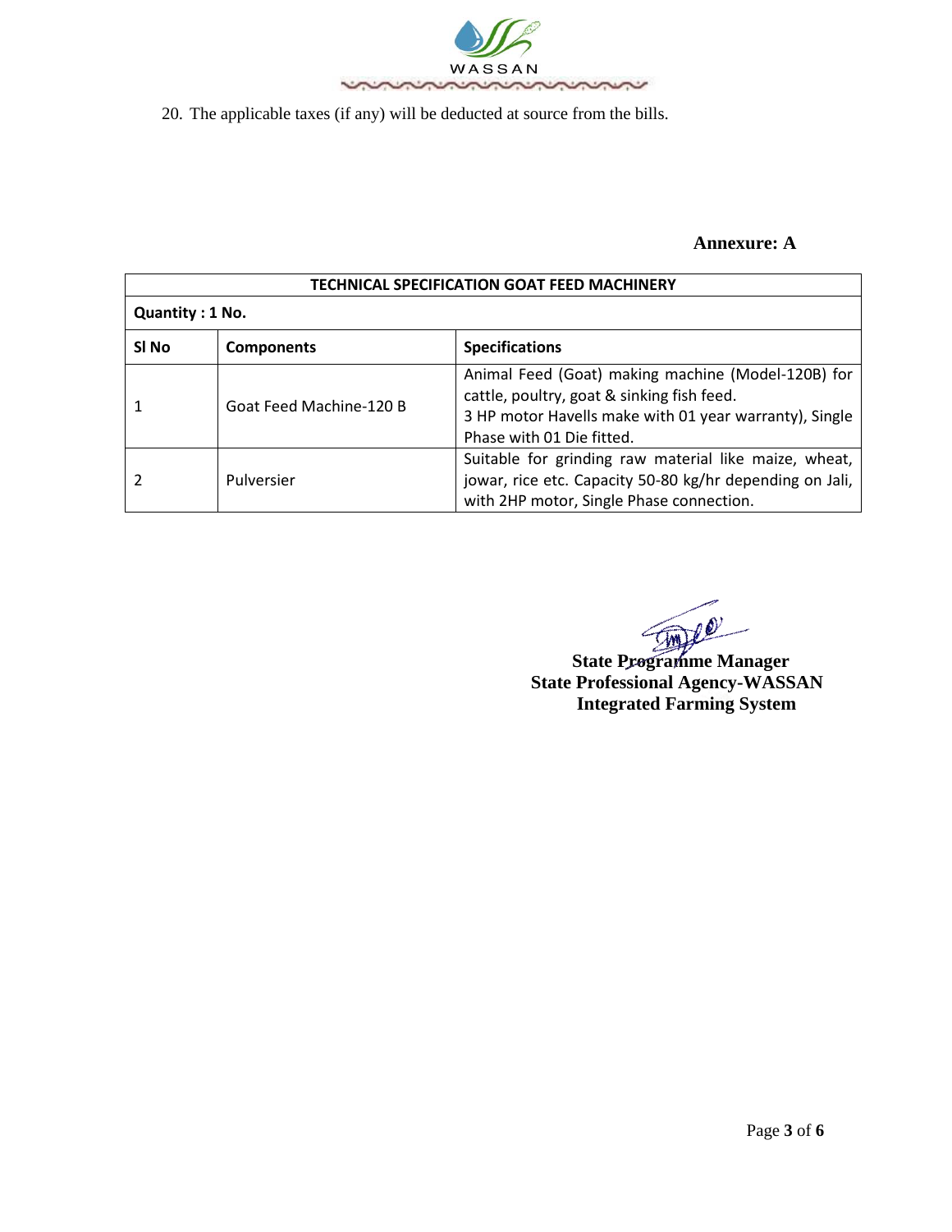20. The applicable taxes (if any) will be deducted at source from the bills.

**Annexure: A**

| TECHNICAL SPECIFICATION GOAT FEED MACHINERY | | |
|---|---|---|
| **Quantity : 1 No.** | | |
| **Sl No** | **Components** | **Specifications** |
| 1 | Goat Feed Machine-120 B | Animal Feed (Goat) making machine (Model-120B) for cattle, poultry, goat & sinking fish feed. 3 HP motor Havells make with 01 year warranty), Single Phase with 01 Die fitted. |
| 2 | Pulversier | Suitable for grinding raw material like maize, wheat, jowar, rice etc. Capacity 50-80 kg/hr depending on Jali, with 2HP motor, Single Phase connection. |

**State Programme Manager**
**State Professional Agency-WASSAN**
**Integrated Farming System**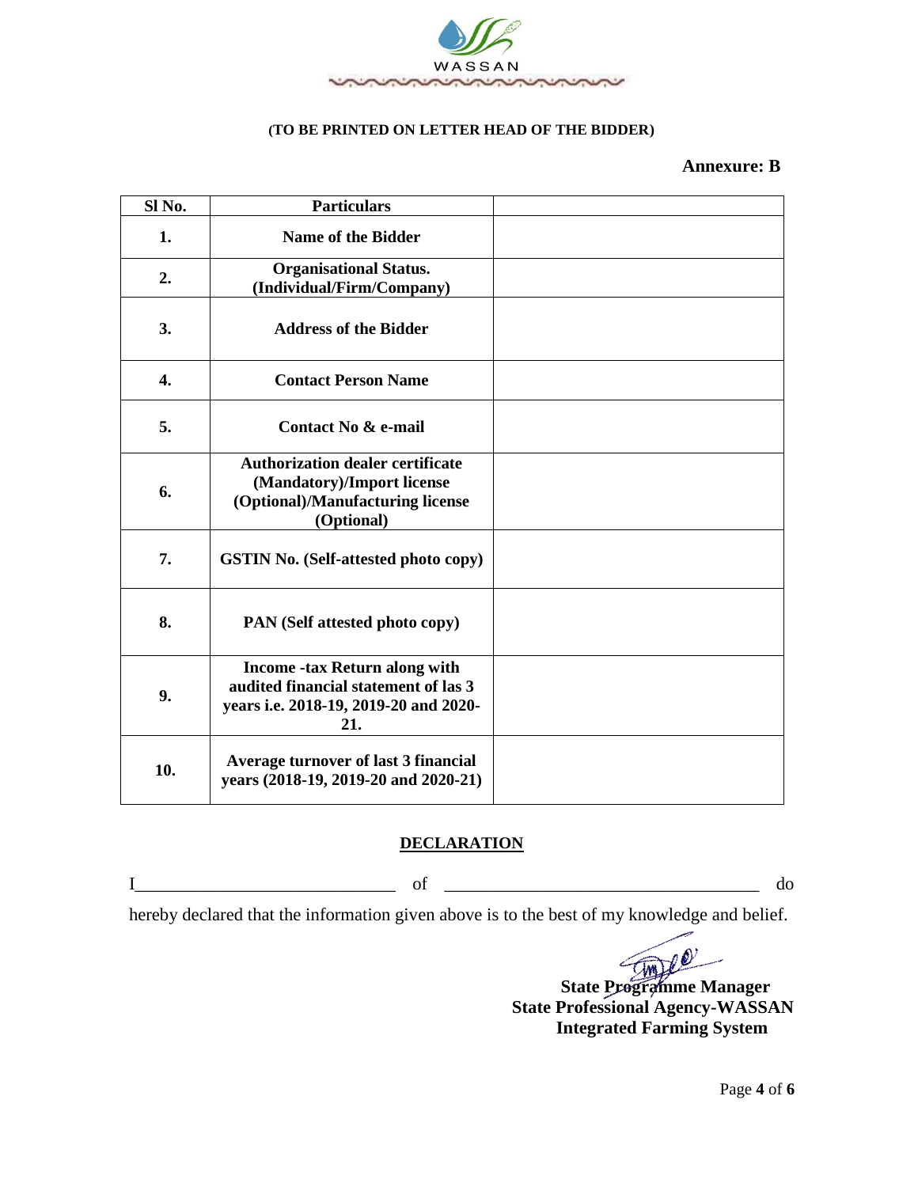**(TO BE PRINTED ON LETTER HEAD OF THE BIDDER)**

**Annexure: B**

| Sl No. | Particulars | |
|---|---|---|
| **1.** | **Name of the Bidder** | |
| **2.** | **Organisational Status. (Individual/Firm/Company)** | |
| **3.** | **Address of the Bidder** | |
| **4.** | **Contact Person Name** | |
| **5.** | **Contact No & e-mail** | |
| **6.** | **Authorization dealer certificate (Mandatory)/Import license (Optional)/Manufacturing license (Optional)** | |
| **7.** | **GSTIN No. (Self-attested photo copy)** | |
| **8.** | **PAN (Self attested photo copy)** | |
| **9.** | **Income -tax Return along with audited financial statement of las 3 years i.e. 2018-19, 2019-20 and 2020-21.** | |
| **10.** | **Average turnover of last 3 financial years (2018-19, 2019-20 and 2020-21)** | |

## DECLARATION

I_____________________________ of ___________________________________ do hereby declared that the information given above is to the best of my knowledge and belief.

**State Programme Manager**
**State Professional Agency-WASSAN**
**Integrated Farming System**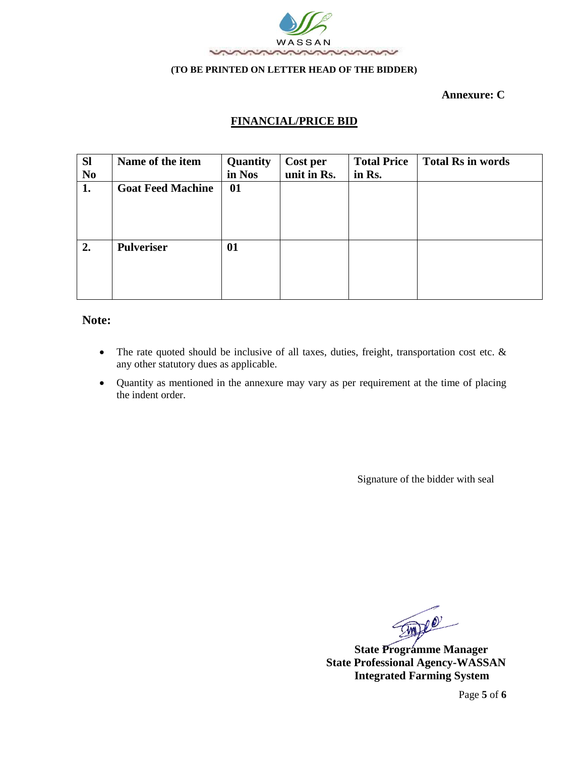WASSAN

**(TO BE PRINTED ON LETTER HEAD OF THE BIDDER)**

**Annexure: C**

## FINANCIAL/PRICE BID

| Sl No | Name of the item | Quantity in Nos | Cost per unit in Rs. | Total Price in Rs. | Total Rs in words |
|---|---|---|---|---|---|
| 1. | Goat Feed Machine | 01 | | | |
| 2. | Pulveriser | 01 | | | |

**Note:**

- The rate quoted should be inclusive of all taxes, duties, freight, transportation cost etc. & any other statutory dues as applicable.
- Quantity as mentioned in the annexure may vary as per requirement at the time of placing the indent order.

Signature of the bidder with seal

**State Programme Manager**
**State Professional Agency-WASSAN**
**Integrated Farming System**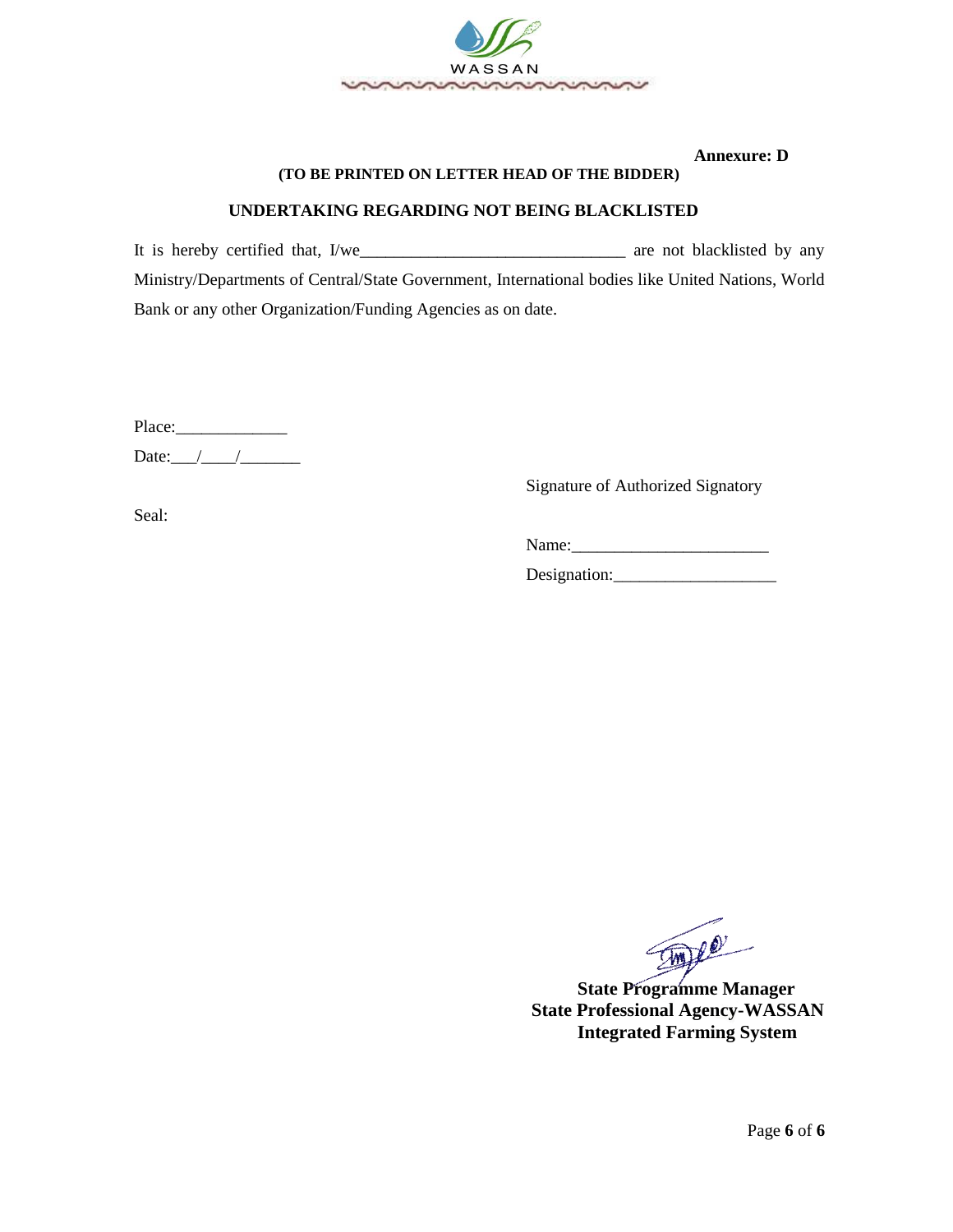WASSAN

**Annexure: D**

**(TO BE PRINTED ON LETTER HEAD OF THE BIDDER)**

## UNDERTAKING REGARDING NOT BEING BLACKLISTED

It is hereby certified that, I/we_______________________________ are not blacklisted by any Ministry/Departments of Central/State Government, International bodies like United Nations, World Bank or any other Organization/Funding Agencies as on date.

Place:_____________

Date:___/____/_______

Seal:

Signature of Authorized Signatory

Name:_______________________

Designation:___________________

**State Programme Manager**
**State Professional Agency-WASSAN**
**Integrated Farming System**